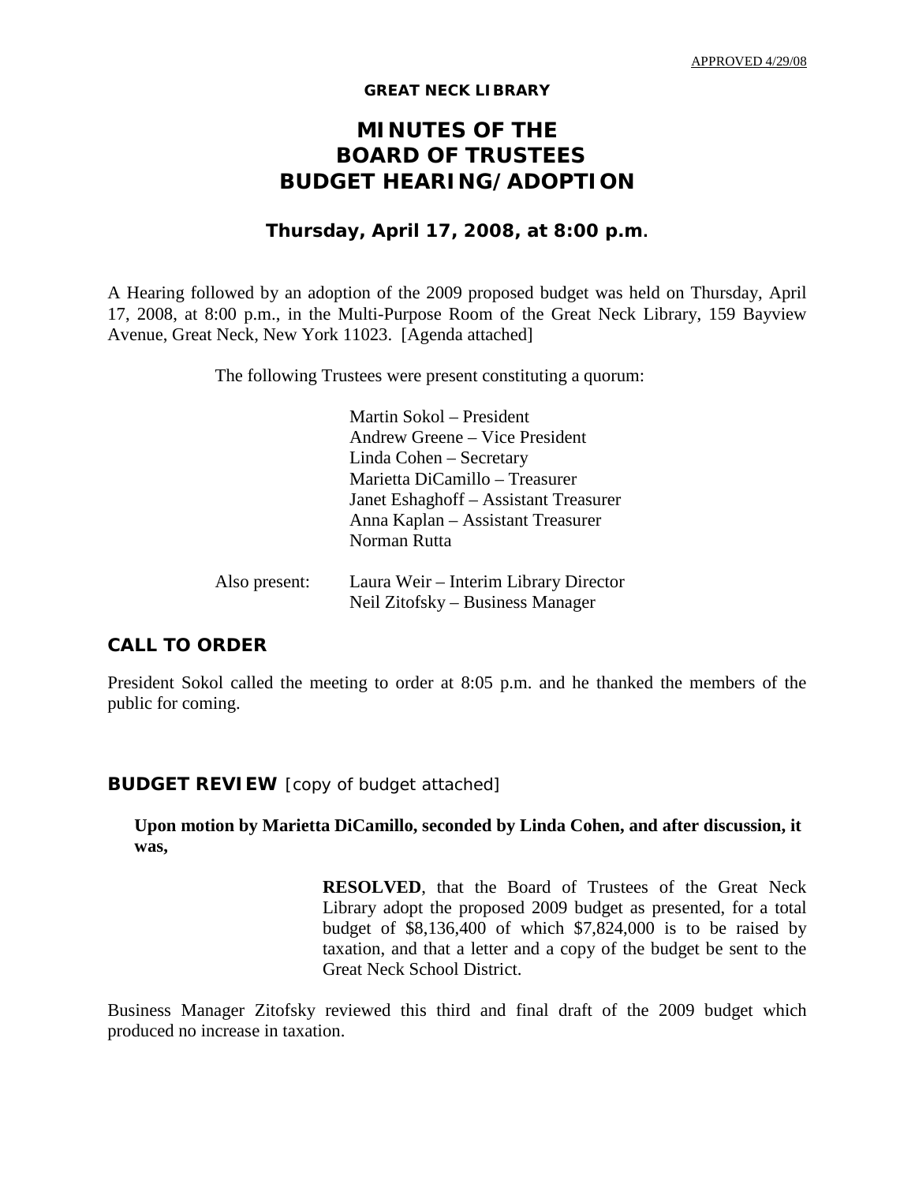APPROVED 4/29/08

**GREAT NECK LIBRARY**

# MINUTES OF THE BOARD OF TRUSTEES BUDGET HEARING/ADOPTION

**Thursday, April 17, 2008, at 8:00 p.m.**

A Hearing followed by an adoption of the 2009 proposed budget was held on Thursday, April 17, 2008, at 8:00 p.m., in the Multi-Purpose Room of the Great Neck Library, 159 Bayview Avenue, Great Neck, New York 11023. [Agenda attached]

The following Trustees were present constituting a quorum:

Martin Sokol – President
Andrew Greene – Vice President
Linda Cohen – Secretary
Marietta DiCamillo – Treasurer
Janet Eshaghoff – Assistant Treasurer
Anna Kaplan – Assistant Treasurer
Norman Rutta

Also present: Laura Weir – Interim Library Director
Neil Zitofsky – Business Manager

## CALL TO ORDER

President Sokol called the meeting to order at 8:05 p.m. and he thanked the members of the public for coming.

## BUDGET REVIEW [copy of budget attached]

**Upon motion by Marietta DiCamillo, seconded by Linda Cohen, and after discussion, it was,**

> **RESOLVED**, that the Board of Trustees of the Great Neck Library adopt the proposed 2009 budget as presented, for a total budget of $8,136,400 of which $7,824,000 is to be raised by taxation, and that a letter and a copy of the budget be sent to the Great Neck School District.

Business Manager Zitofsky reviewed this third and final draft of the 2009 budget which produced no increase in taxation.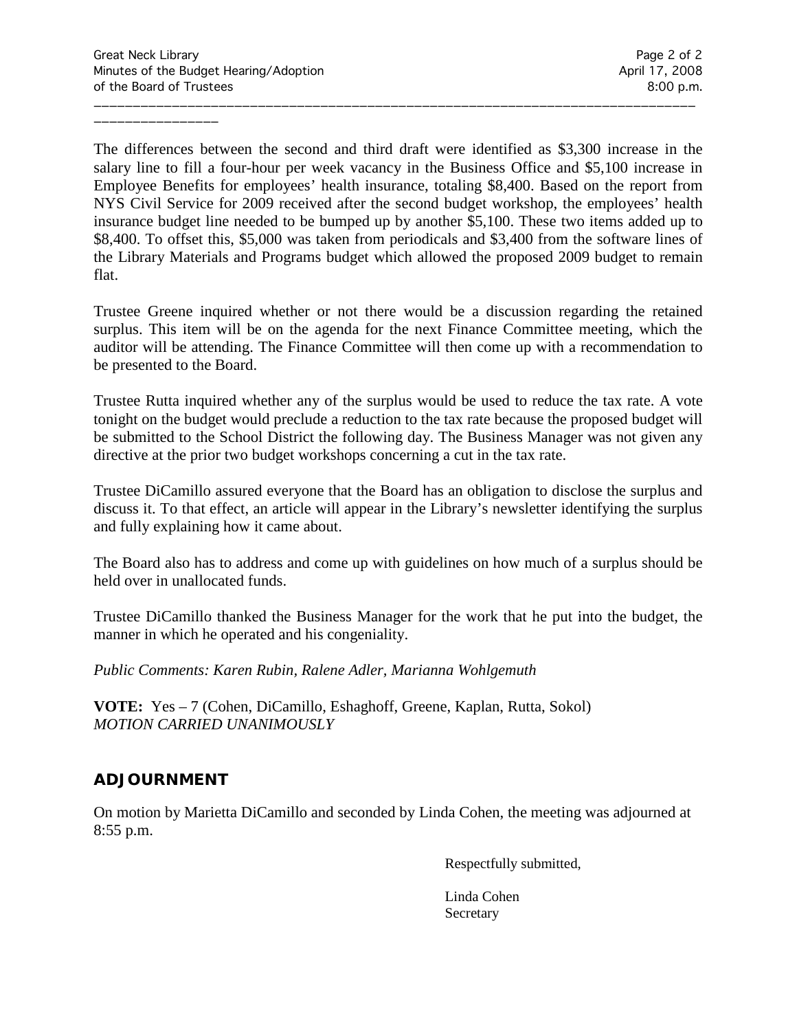The differences between the second and third draft were identified as $3,300 increase in the salary line to fill a four-hour per week vacancy in the Business Office and $5,100 increase in Employee Benefits for employees' health insurance, totaling $8,400. Based on the report from NYS Civil Service for 2009 received after the second budget workshop, the employees' health insurance budget line needed to be bumped up by another $5,100. These two items added up to $8,400. To offset this, $5,000 was taken from periodicals and $3,400 from the software lines of the Library Materials and Programs budget which allowed the proposed 2009 budget to remain flat.

Trustee Greene inquired whether or not there would be a discussion regarding the retained surplus. This item will be on the agenda for the next Finance Committee meeting, which the auditor will be attending. The Finance Committee will then come up with a recommendation to be presented to the Board.

Trustee Rutta inquired whether any of the surplus would be used to reduce the tax rate. A vote tonight on the budget would preclude a reduction to the tax rate because the proposed budget will be submitted to the School District the following day. The Business Manager was not given any directive at the prior two budget workshops concerning a cut in the tax rate.

Trustee DiCamillo assured everyone that the Board has an obligation to disclose the surplus and discuss it. To that effect, an article will appear in the Library's newsletter identifying the surplus and fully explaining how it came about.

The Board also has to address and come up with guidelines on how much of a surplus should be held over in unallocated funds.

Trustee DiCamillo thanked the Business Manager for the work that he put into the budget, the manner in which he operated and his congeniality.

*Public Comments: Karen Rubin, Ralene Adler, Marianna Wohlgemuth*

**VOTE:** Yes – 7 (Cohen, DiCamillo, Eshaghoff, Greene, Kaplan, Rutta, Sokol)
*MOTION CARRIED UNANIMOUSLY*

## ADJOURNMENT

On motion by Marietta DiCamillo and seconded by Linda Cohen, the meeting was adjourned at 8:55 p.m.

Respectfully submitted,

Linda Cohen
Secretary